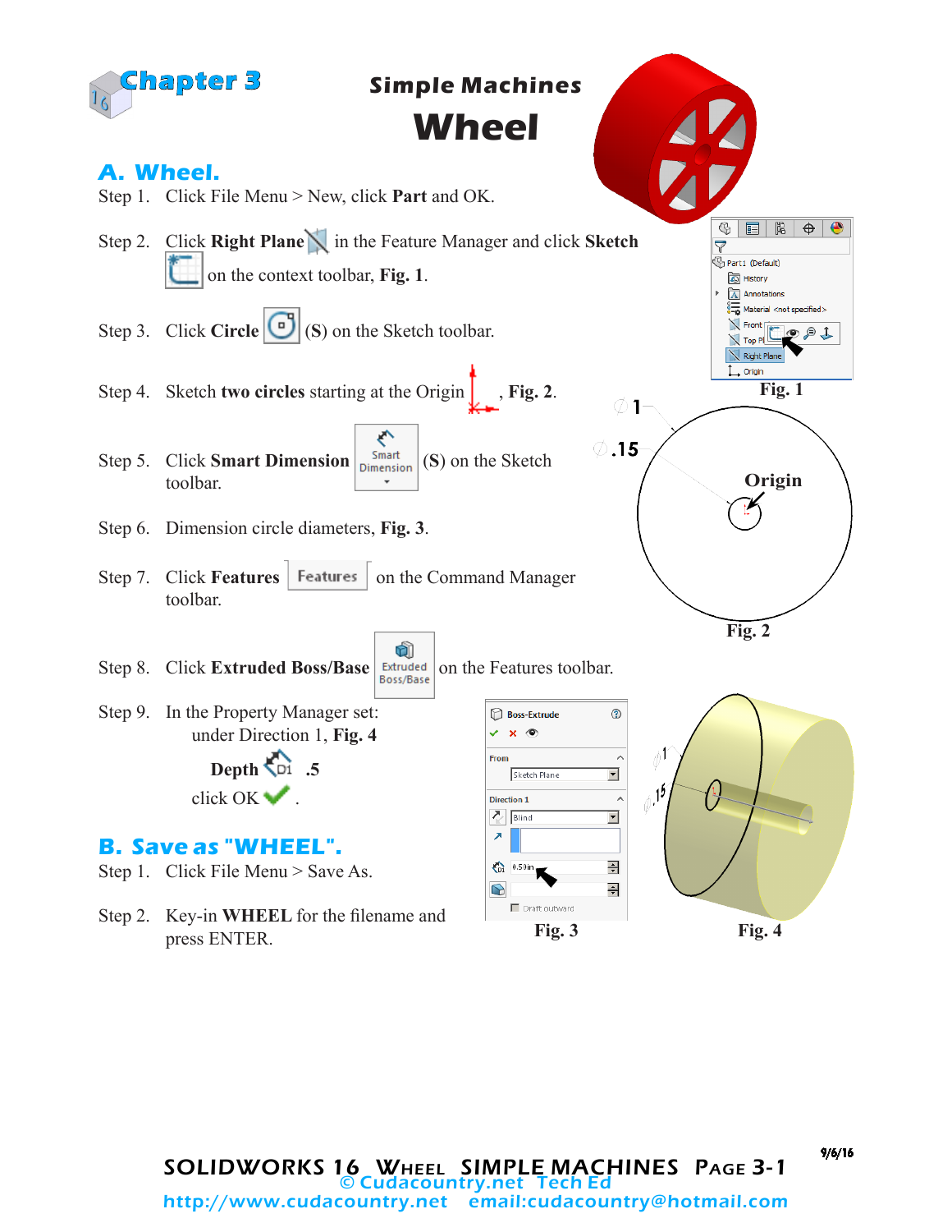# Chapter 3

## Simple Machines

# Wheel

## A. Wheel.

Step 1. Click File Menu > New, click **Part** and OK.

Step 2. Click **Right Plane** in the Feature Manager and click **Sketch** on the context toolbar, **Fig. 1**.

Step 3. Click **Circle** (**S**) on the Sketch toolbar.

Step 4. Sketch **two circles** starting at the Origin, **Fig. 2**.

Step 5. Click **Smart Dimension** (**S**) on the Sketch toolbar.

Step 6. Dimension circle diameters, **Fig. 3**.

Step 7. Click **Features** on the Command Manager toolbar.

Step 8. Click **Extruded Boss/Base** on the Features toolbar.

Step 9. In the Property Manager set:
under Direction 1, **Fig. 4**

**Depth** .5

click OK .

**Fig. 1**

**Fig. 2**

**Fig. 3**

**Fig. 4**

## B. Save as "WHEEL".

Step 1. Click File Menu > Save As.

Step 2. Key-in **WHEEL** for the filename and press ENTER.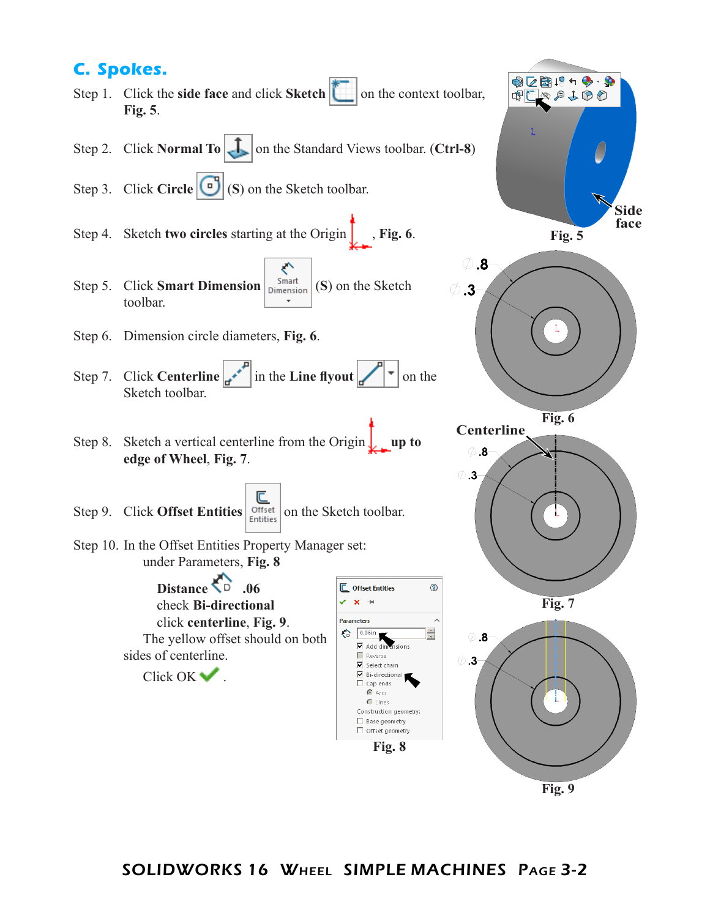## C. Spokes.

Step 1. Click the **side face** and click **Sketch** on the context toolbar, **Fig. 5**.

Step 2. Click **Normal To** on the Standard Views toolbar. (**Ctrl-8**)

Step 3. Click **Circle** (**S**) on the Sketch toolbar.

Step 4. Sketch **two circles** starting at the Origin, **Fig. 6**.

Step 5. Click **Smart Dimension** (**S**) on the Sketch toolbar.

Step 6. Dimension circle diameters, **Fig. 6**.

Step 7. Click **Centerline** in the **Line flyout** on the Sketch toolbar.

Step 8. Sketch a vertical centerline from the Origin **up to edge of Wheel**, **Fig. 7**.

Step 9. Click **Offset Entities** on the Sketch toolbar.

Step 10. In the Offset Entities Property Manager set: under Parameters, **Fig. 8**

**Distance** .06
check **Bi-directional**
click **centerline**, **Fig. 9**.
The yellow offset should on both sides of centerline.
Click OK .

Side face

Fig. 5

Fig. 6

Centerline

Fig. 7

Fig. 8

Fig. 9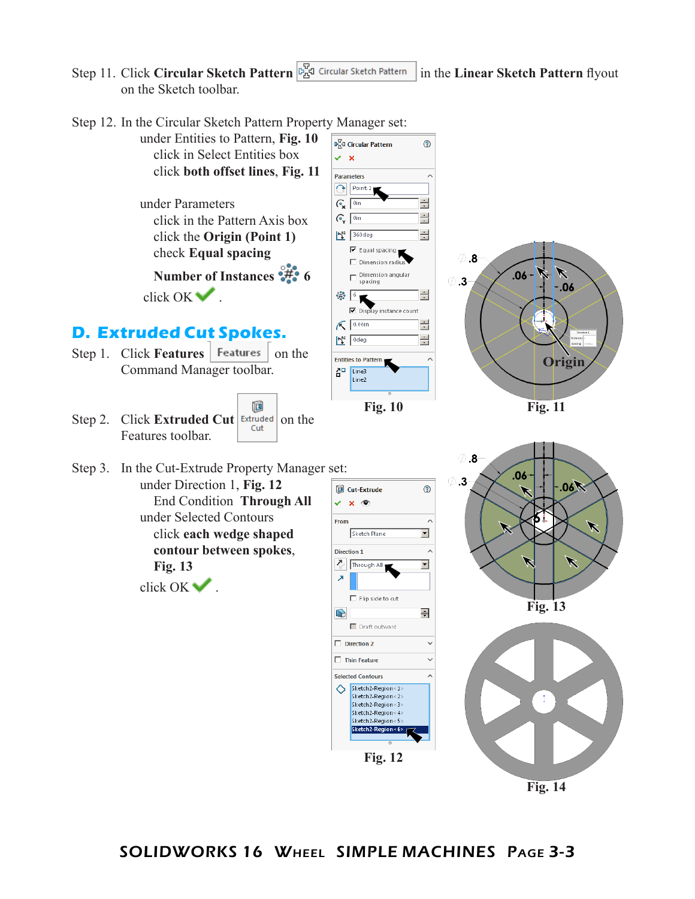Step 11. Click **Circular Sketch Pattern** Circular Sketch Pattern in the **Linear Sketch Pattern** flyout on the Sketch toolbar.

Step 12. In the Circular Sketch Pattern Property Manager set:

under Entities to Pattern, **Fig. 10**
- click in Select Entities box
- click **both offset lines**, **Fig. 11**

under Parameters
- click in the Pattern Axis box
- click the **Origin (Point 1)**
- check **Equal spacing**
- **Number of Instances** 6

click OK.

Fig. 10

Fig. 11

## D. Extruded Cut Spokes.

Step 1. Click **Features** Features on the Command Manager toolbar.

Step 2. Click **Extruded Cut** Extruded Cut on the Features toolbar.

Step 3. In the Cut-Extrude Property Manager set:

under Direction 1, **Fig. 12**
- End Condition **Through All**

under Selected Contours
- click **each wedge shaped contour between spokes**, **Fig. 13**

click OK.

Fig. 12

Fig. 13

Fig. 14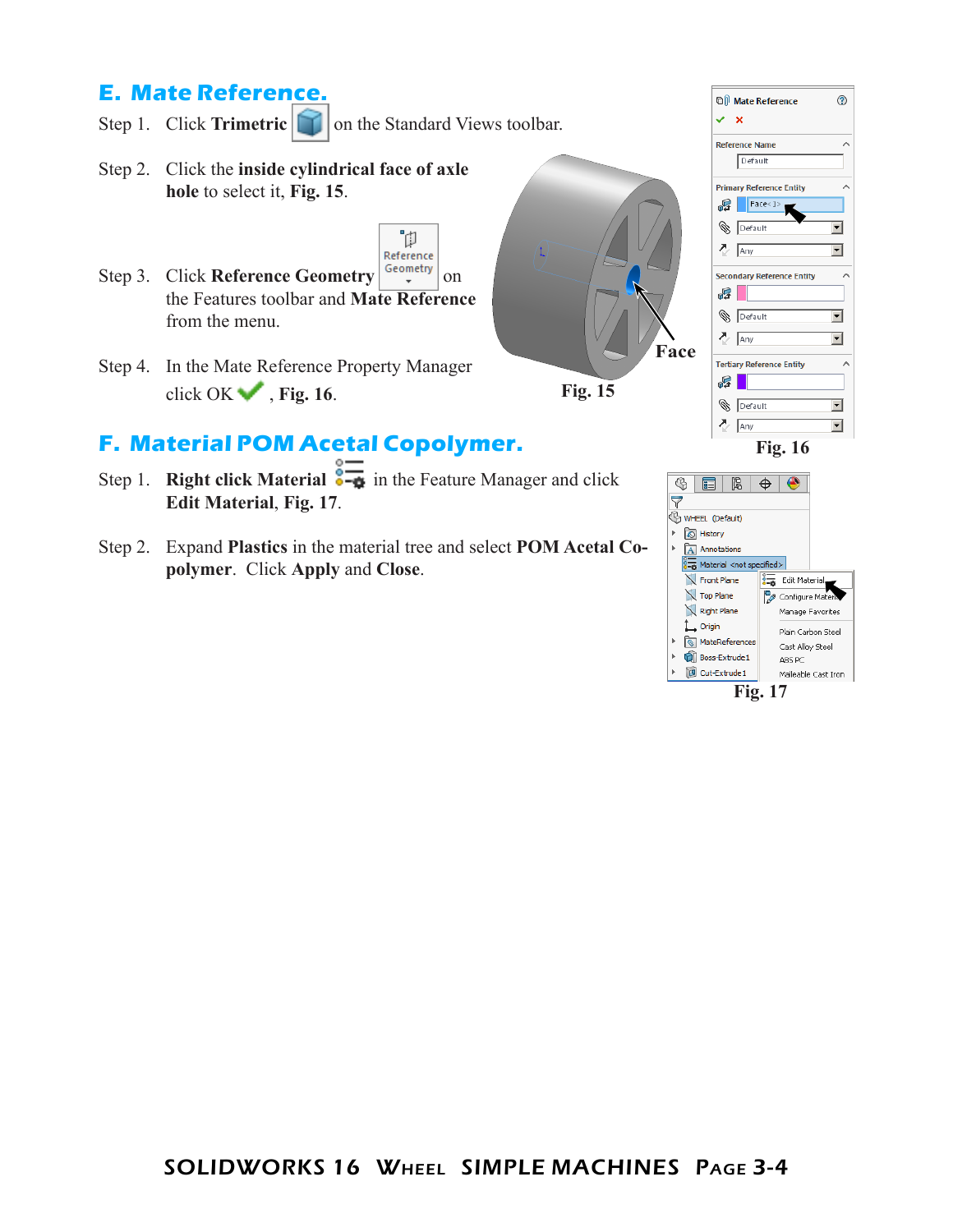## E. Mate Reference.

Step 1. Click **Trimetric** on the Standard Views toolbar.

Step 2. Click the **inside cylindrical face of axle hole** to select it, **Fig. 15**.

Step 3. Click **Reference Geometry** on the Features toolbar and **Mate Reference** from the menu.

Step 4. In the Mate Reference Property Manager click OK, **Fig. 16**.

Face

**Fig. 15**

**Fig. 16**

## F. Material POM Acetal Copolymer.

Step 1. **Right click Material** in the Feature Manager and click **Edit Material**, **Fig. 17**.

Step 2. Expand **Plastics** in the material tree and select **POM Acetal Copolymer**. Click **Apply** and **Close**.

**Fig. 17**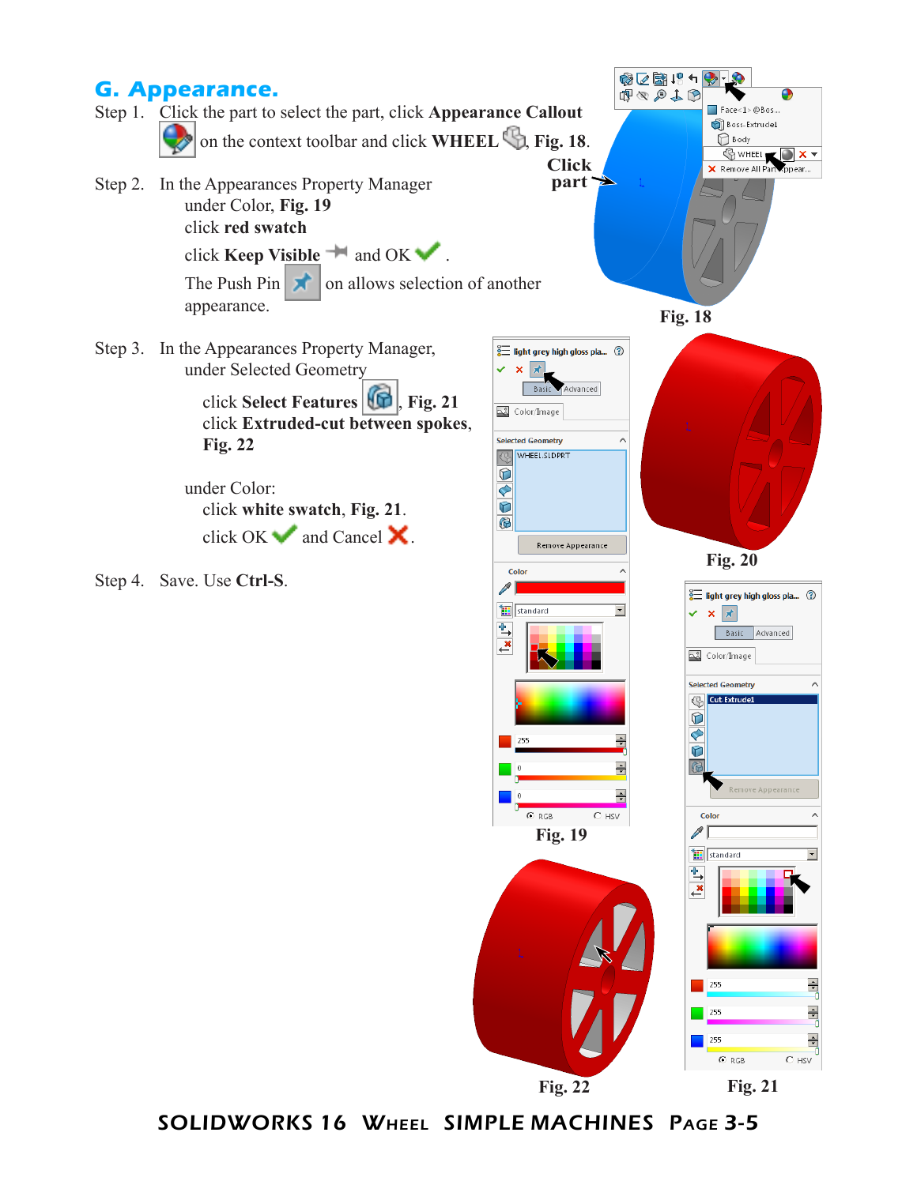## G. Appearance.

Step 1. Click the part to select the part, click **Appearance Callout** on the context toolbar and click **WHEEL**, **Fig. 18**.

Step 2. In the Appearances Property Manager under Color, **Fig. 19** click **red swatch**

click **Keep Visible** and OK .

The Push Pin on allows selection of another appearance.

Step 3. In the Appearances Property Manager, under Selected Geometry

click **Select Features** , **Fig. 21**
click **Extruded-cut between spokes**, **Fig. 22**

under Color:
click **white swatch**, **Fig. 21**.
click OK and Cancel .

Step 4. Save. Use **Ctrl-S**.

**Click part**

**Fig. 18**

**Fig. 20**

**Fig. 19**

**Fig. 22**

**Fig. 21**